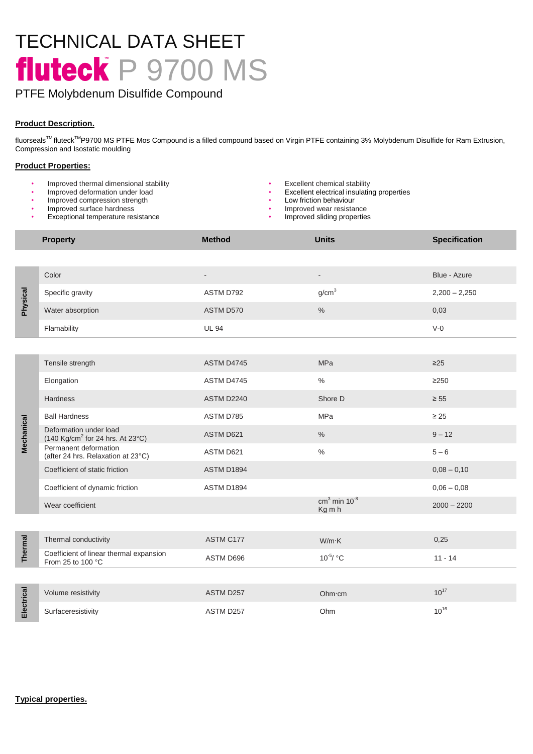# TECHNICAL DATA SHEET

# fluteck™ P 9700 MS

PTFE Molybdenum Disulfide Compound

**Product Description.**

fluorseals™ fluteck™P9700 MS PTFE Mos Compound is a filled compound based on Virgin PTFE containing 3% Molybdenum Disulfide for Ram Extrusion, Compression and Isostatic moulding

**Product Properties:**

- Improved thermal dimensional stability
- Improved deformation under load
- Improved compression strength
- Improved surface hardness
- Exceptional temperature resistance
- Excellent chemical stability
- Excellent electrical insulating properties
- Low friction behaviour
- Improved wear resistance
- Improved sliding properties

| | Property | Method | Units | Specification |
|---|---|---|---|---|
| Physical | Color | - | - | Blue - Azure |
| | Specific gravity | ASTM D792 | $g/cm^3$ | 2,200 – 2,250 |
| | Water absorption | ASTM D570 | % | 0,03 |
| | Flamability | UL 94 | | V-0 |
| Mechanical | Tensile strength | ASTM D4745 | MPa | ≥25 |
| | Elongation | ASTM D4745 | % | ≥250 |
| | Hardness | ASTM D2240 | Shore D | ≥ 55 |
| | Ball Hardness | ASTM D785 | MPa | ≥ 25 |
| | Deformation under load (140 $Kg/cm^2$ for 24 hrs. At 23°C) | ASTM D621 | % | 9 – 12 |
| | Permanent deformation (after 24 hrs. Relaxation at 23°C) | ASTM D621 | % | 5 – 6 |
| | Coefficient of static friction | ASTM D1894 | | 0,08 – 0,10 |
| | Coefficient of dynamic friction | ASTM D1894 | | 0,06 – 0,08 |
| | Wear coefficient | | $cm^3$ min $10^{-8}$ Kg m h | 2000 – 2200 |
| Thermal | Thermal conductivity | ASTM C177 | W/m·K | 0,25 |
| | Coefficient of linear thermal expansion From 25 to 100 °C | ASTM D696 | $10^{-5}$/ °C | 11 - 14 |
| Electrical | Volume resistivity | ASTM D257 | Ohm·cm | $10^{17}$ |
| | Surfaceresistivity | ASTM D257 | Ohm | $10^{16}$ |

**Typical properties.**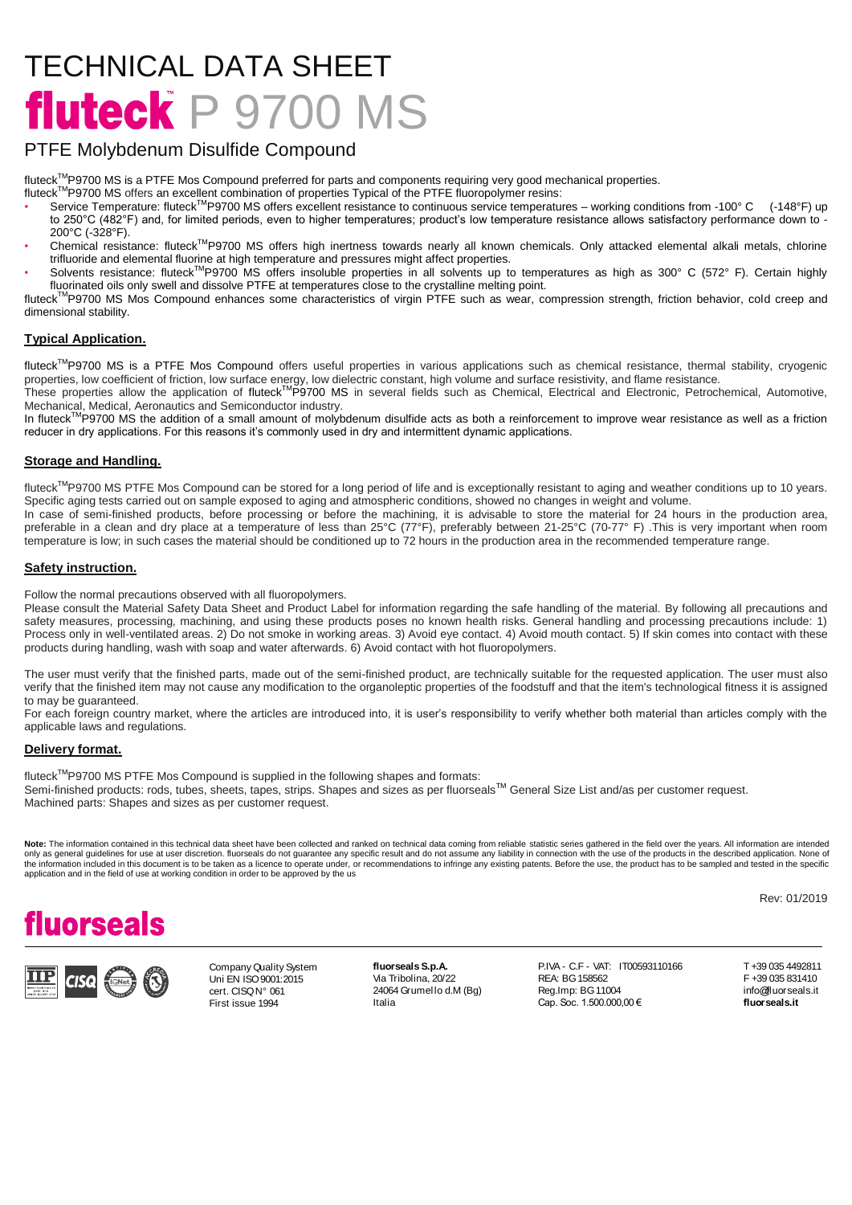# TECHNICAL DATA SHEET

# fluteck™ P 9700 MS

## PTFE Molybdenum Disulfide Compound

fluteck™P9700 MS is a PTFE Mos Compound preferred for parts and components requiring very good mechanical properties.
fluteck™P9700 MS offers an excellent combination of properties Typical of the PTFE fluoropolymer resins:

- Service Temperature: fluteck™P9700 MS offers excellent resistance to continuous service temperatures – working conditions from -100° C (-148°F) up to 250°C (482°F) and, for limited periods, even to higher temperatures; product's low temperature resistance allows satisfactory performance down to -200°C (-328°F).
- Chemical resistance: fluteck™P9700 MS offers high inertness towards nearly all known chemicals. Only attacked elemental alkali metals, chlorine trifluoride and elemental fluorine at high temperature and pressures might affect properties.
- Solvents resistance: fluteck™P9700 MS offers insoluble properties in all solvents up to temperatures as high as 300° C (572° F). Certain highly fluorinated oils only swell and dissolve PTFE at temperatures close to the crystalline melting point.

fluteck™P9700 MS Mos Compound enhances some characteristics of virgin PTFE such as wear, compression strength, friction behavior, cold creep and dimensional stability.

### Typical Application.

fluteck™P9700 MS is a PTFE Mos Compound offers useful properties in various applications such as chemical resistance, thermal stability, cryogenic properties, low coefficient of friction, low surface energy, low dielectric constant, high volume and surface resistivity, and flame resistance.
These properties allow the application of fluteck™P9700 MS in several fields such as Chemical, Electrical and Electronic, Petrochemical, Automotive, Mechanical, Medical, Aeronautics and Semiconductor industry.
In fluteck™P9700 MS the addition of a small amount of molybdenum disulfide acts as both a reinforcement to improve wear resistance as well as a friction reducer in dry applications. For this reasons it's commonly used in dry and intermittent dynamic applications.

### Storage and Handling.

fluteck™P9700 MS PTFE Mos Compound can be stored for a long period of life and is exceptionally resistant to aging and weather conditions up to 10 years. Specific aging tests carried out on sample exposed to aging and atmospheric conditions, showed no changes in weight and volume.
In case of semi-finished products, before processing or before the machining, it is advisable to store the material for 24 hours in the production area, preferable in a clean and dry place at a temperature of less than 25°C (77°F), preferably between 21-25°C (70-77° F) .This is very important when room temperature is low; in such cases the material should be conditioned up to 72 hours in the production area in the recommended temperature range.

### Safety instruction.

Follow the normal precautions observed with all fluoropolymers.
Please consult the Material Safety Data Sheet and Product Label for information regarding the safe handling of the material. By following all precautions and safety measures, processing, machining, and using these products poses no known health risks. General handling and processing precautions include: 1) Process only in well-ventilated areas. 2) Do not smoke in working areas. 3) Avoid eye contact. 4) Avoid mouth contact. 5) If skin comes into contact with these products during handling, wash with soap and water afterwards. 6) Avoid contact with hot fluoropolymers.

The user must verify that the finished parts, made out of the semi-finished product, are technically suitable for the requested application. The user must also verify that the finished item may not cause any modification to the organoleptic properties of the foodstuff and that the item's technological fitness it is assigned to may be guaranteed.
For each foreign country market, where the articles are introduced into, it is user's responsibility to verify whether both material than articles comply with the applicable laws and regulations.

### Delivery format.

fluteck™P9700 MS PTFE Mos Compound is supplied in the following shapes and formats:
Semi-finished products: rods, tubes, sheets, tapes, strips. Shapes and sizes as per fluorseals™ General Size List and/as per customer request.
Machined parts: Shapes and sizes as per customer request.

**Note:** The information contained in this technical data sheet have been collected and ranked on technical data coming from reliable statistic series gathered in the field over the years. All information are intended only as general guidelines for use at user discretion. fluorseals do not guarantee any specific result and do not assume any liability in connection with the use of the products in the described application. None of the information included in this document is to be taken as a licence to operate under, or recommendations to infringe any existing patents. Before the use, the product has to be sampled and tested in the specific application and in the field of use at working condition in order to be approved by the us

Rev: 01/2019

**fluorseals**

Company Quality System
Uni EN ISO 9001:2015
cert. CISQ N° 061
First issue 1994

**fluorseals S.p.A.**
Via Tribolina, 20/22
24064 Grumello d.M (Bg)
Italia

P.IVA - C.F - VAT: IT00593110166
REA: BG 158562
Reg.Imp: BG 11004
Cap. Soc. 1.500.000,00 €

T +39 035 4492811
F +39 035 831410
info@fluorseals.it
**fluorseals.it**